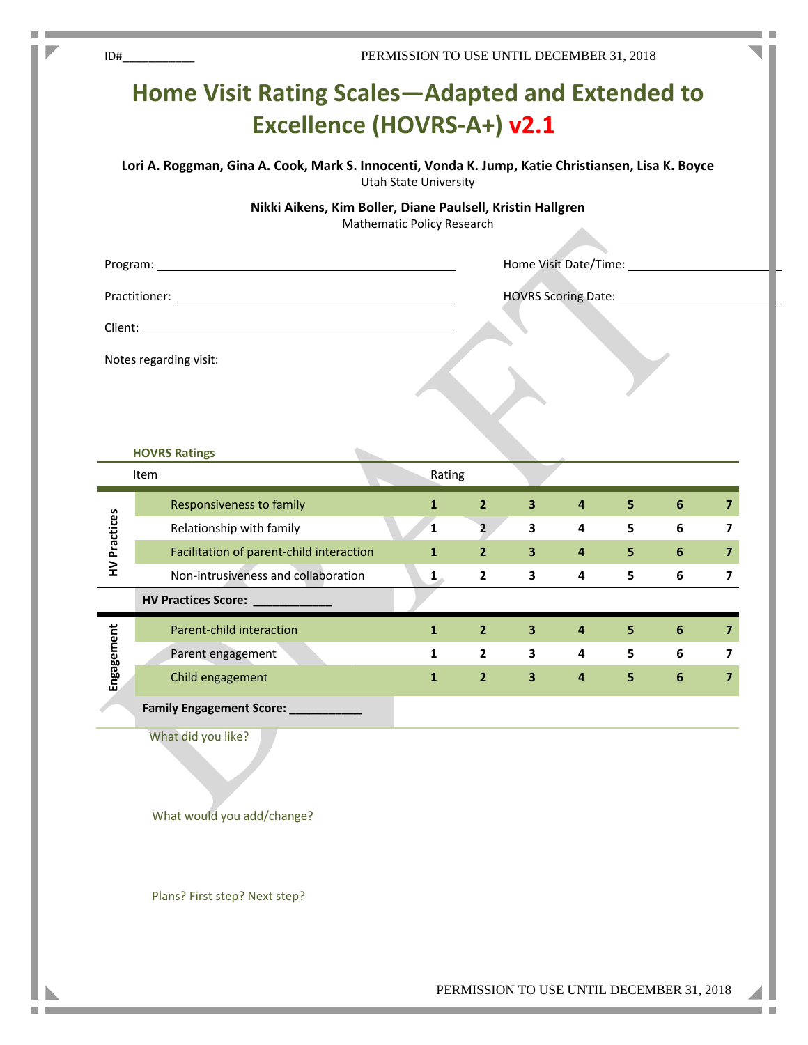ID#__________

PERMISSION TO USE UNTIL DECEMBER 31, 2018

# Home Visit Rating Scales—Adapted and Extended to Excellence (HOVRS-A+) v2.1

**Lori A. Roggman, Gina A. Cook, Mark S. Innocenti, Vonda K. Jump, Katie Christiansen, Lisa K. Boyce**
Utah State University

**Nikki Aikens, Kim Boller, Diane Paulsell, Kristin Hallgren**
Mathematic Policy Research

Program: ______________________________ Home Visit Date/Time: ______________________

Practitioner: ______________________________ HOVRS Scoring Date: ______________________

Client: ______________________________

Notes regarding visit:

### HOVRS Ratings

| | Item | Rating | | | | | | |
|---|---|---|---|---|---|---|---|---|
| HV Practices | Responsiveness to family | 1 | 2 | 3 | 4 | 5 | 6 | 7 |
| | Relationship with family | 1 | 2 | 3 | 4 | 5 | 6 | 7 |
| | Facilitation of parent-child interaction | 1 | 2 | 3 | 4 | 5 | 6 | 7 |
| | Non-intrusiveness and collaboration | 1 | 2 | 3 | 4 | 5 | 6 | 7 |
| | **HV Practices Score: ___________** | | | | | | | |
| Engagement | Parent-child interaction | 1 | 2 | 3 | 4 | 5 | 6 | 7 |
| | Parent engagement | 1 | 2 | 3 | 4 | 5 | 6 | 7 |
| | Child engagement | 1 | 2 | 3 | 4 | 5 | 6 | 7 |
| | **Family Engagement Score: __________** | | | | | | | |

What did you like?

What would you add/change?

Plans? First step? Next step?

PERMISSION TO USE UNTIL DECEMBER 31, 2018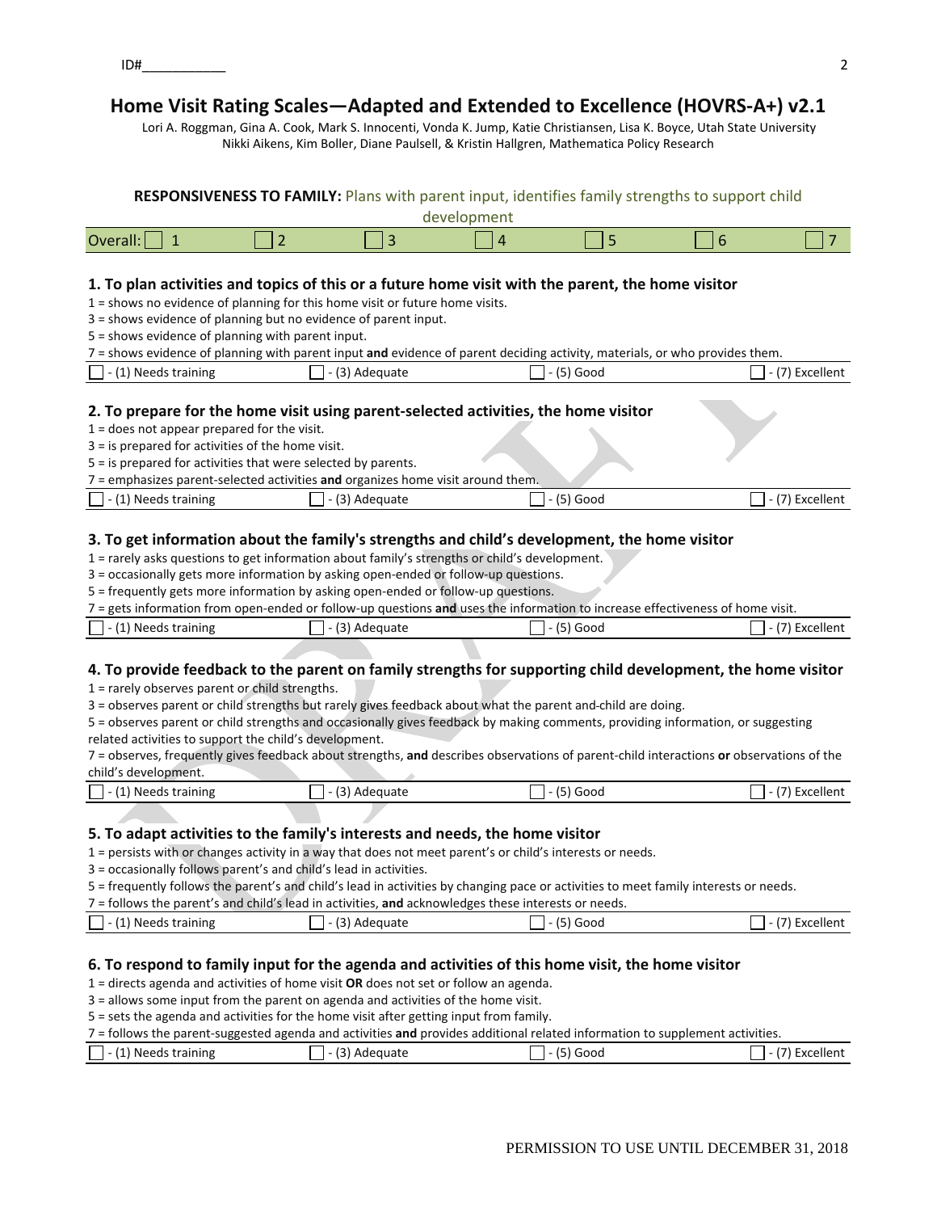ID#___________

# Home Visit Rating Scales—Adapted and Extended to Excellence (HOVRS-A+) v2.1

Lori A. Roggman, Gina A. Cook, Mark S. Innocenti, Vonda K. Jump, Katie Christiansen, Lisa K. Boyce, Utah State University
Nikki Aikens, Kim Boller, Diane Paulsell, & Kristin Hallgren, Mathematica Policy Research

**RESPONSIVENESS TO FAMILY:** Plans with parent input, identifies family strengths to support child development

| Overall: ☐ 1 | ☐ 2 | ☐ 3 | ☐ 4 | ☐ 5 | ☐ 6 | ☐ 7 |
|---|---|---|---|---|---|---|

### 1. To plan activities and topics of this or a future home visit with the parent, the home visitor

1 = shows no evidence of planning for this home visit or future home visits.
3 = shows evidence of planning but no evidence of parent input.
5 = shows evidence of planning with parent input.
7 = shows evidence of planning with parent input **and** evidence of parent deciding activity, materials, or who provides them.

| ☐ - (1) Needs training | ☐ - (3) Adequate | ☐ - (5) Good | ☐ - (7) Excellent |
|---|---|---|---|

### 2. To prepare for the home visit using parent-selected activities, the home visitor

1 = does not appear prepared for the visit.
3 = is prepared for activities of the home visit.
5 = is prepared for activities that were selected by parents.
7 = emphasizes parent-selected activities **and** organizes home visit around them.

| ☐ - (1) Needs training | ☐ - (3) Adequate | ☐ - (5) Good | ☐ - (7) Excellent |
|---|---|---|---|

### 3. To get information about the family's strengths and child's development, the home visitor

1 = rarely asks questions to get information about family's strengths or child's development.
3 = occasionally gets more information by asking open-ended or follow-up questions.
5 = frequently gets more information by asking open-ended or follow-up questions.
7 = gets information from open-ended or follow-up questions **and** uses the information to increase effectiveness of home visit.

| ☐ - (1) Needs training | ☐ - (3) Adequate | ☐ - (5) Good | ☐ - (7) Excellent |
|---|---|---|---|

### 4. To provide feedback to the parent on family strengths for supporting child development, the home visitor

1 = rarely observes parent or child strengths.
3 = observes parent or child strengths but rarely gives feedback about what the parent and-child are doing.
5 = observes parent or child strengths and occasionally gives feedback by making comments, providing information, or suggesting related activities to support the child's development.
7 = observes, frequently gives feedback about strengths, **and** describes observations of parent-child interactions **or** observations of the child's development.

| ☐ - (1) Needs training | ☐ - (3) Adequate | ☐ - (5) Good | ☐ - (7) Excellent |
|---|---|---|---|

### 5. To adapt activities to the family's interests and needs, the home visitor

1 = persists with or changes activity in a way that does not meet parent's or child's interests or needs.
3 = occasionally follows parent's and child's lead in activities.
5 = frequently follows the parent's and child's lead in activities by changing pace or activities to meet family interests or needs.
7 = follows the parent's and child's lead in activities, **and** acknowledges these interests or needs.

| ☐ - (1) Needs training | ☐ - (3) Adequate | ☐ - (5) Good | ☐ - (7) Excellent |
|---|---|---|---|

### 6. To respond to family input for the agenda and activities of this home visit, the home visitor

1 = directs agenda and activities of home visit **OR** does not set or follow an agenda.
3 = allows some input from the parent on agenda and activities of the home visit.
5 = sets the agenda and activities for the home visit after getting input from family.
7 = follows the parent-suggested agenda and activities **and** provides additional related information to supplement activities.

| ☐ - (1) Needs training | ☐ - (3) Adequate | ☐ - (5) Good | ☐ - (7) Excellent |
|---|---|---|---|

PERMISSION TO USE UNTIL DECEMBER 31, 2018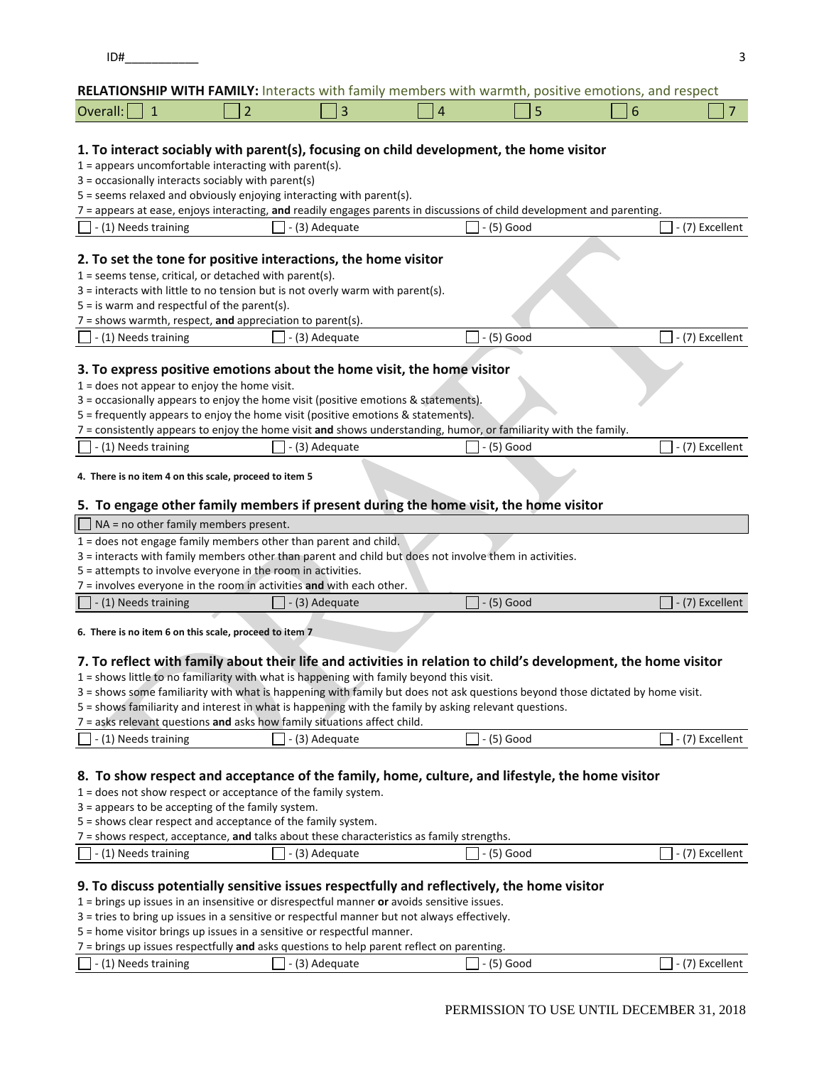ID#___________

**RELATIONSHIP WITH FAMILY:** Interacts with family members with warmth, positive emotions, and respect

| Overall: ☐ 1 | ☐ 2 | ☐ 3 | ☐ 4 | ☐ 5 | ☐ 6 | ☐ 7 |
|---|---|---|---|---|---|---|

**1. To interact sociably with parent(s), focusing on child development, the home visitor**

1 = appears uncomfortable interacting with parent(s).
3 = occasionally interacts sociably with parent(s)
5 = seems relaxed and obviously enjoying interacting with parent(s).
7 = appears at ease, enjoys interacting, **and** readily engages parents in discussions of child development and parenting.

☐ - (1) Needs training ☐ - (3) Adequate ☐ - (5) Good ☐ - (7) Excellent

**2. To set the tone for positive interactions, the home visitor**

1 = seems tense, critical, or detached with parent(s).
3 = interacts with little to no tension but is not overly warm with parent(s).
5 = is warm and respectful of the parent(s).
7 = shows warmth, respect, **and** appreciation to parent(s).

☐ - (1) Needs training ☐ - (3) Adequate ☐ - (5) Good ☐ - (7) Excellent

**3. To express positive emotions about the home visit, the home visitor**

1 = does not appear to enjoy the home visit.
3 = occasionally appears to enjoy the home visit (positive emotions & statements).
5 = frequently appears to enjoy the home visit (positive emotions & statements).
7 = consistently appears to enjoy the home visit **and** shows understanding, humor, or familiarity with the family.

☐ - (1) Needs training ☐ - (3) Adequate ☐ - (5) Good ☐ - (7) Excellent

**4. There is no item 4 on this scale, proceed to item 5**

**5. To engage other family members if present during the home visit, the home visitor**

☐ NA = no other family members present.

1 = does not engage family members other than parent and child.
3 = interacts with family members other than parent and child but does not involve them in activities.
5 = attempts to involve everyone in the room in activities.
7 = involves everyone in the room in activities **and** with each other.

☐ - (1) Needs training ☐ - (3) Adequate ☐ - (5) Good ☐ - (7) Excellent

**6. There is no item 6 on this scale, proceed to item 7**

**7. To reflect with family about their life and activities in relation to child's development, the home visitor**

1 = shows little to no familiarity with what is happening with family beyond this visit.
3 = shows some familiarity with what is happening with family but does not ask questions beyond those dictated by home visit.
5 = shows familiarity and interest in what is happening with the family by asking relevant questions.
7 = asks relevant questions **and** asks how family situations affect child.

☐ - (1) Needs training ☐ - (3) Adequate ☐ - (5) Good ☐ - (7) Excellent

**8. To show respect and acceptance of the family, home, culture, and lifestyle, the home visitor**

1 = does not show respect or acceptance of the family system.
3 = appears to be accepting of the family system.
5 = shows clear respect and acceptance of the family system.
7 = shows respect, acceptance, **and** talks about these characteristics as family strengths.

☐ - (1) Needs training ☐ - (3) Adequate ☐ - (5) Good ☐ - (7) Excellent

**9. To discuss potentially sensitive issues respectfully and reflectively, the home visitor**

1 = brings up issues in an insensitive or disrespectful manner **or** avoids sensitive issues.
3 = tries to bring up issues in a sensitive or respectful manner but not always effectively.
5 = home visitor brings up issues in a sensitive or respectful manner.
7 = brings up issues respectfully **and** asks questions to help parent reflect on parenting.

☐ - (1) Needs training ☐ - (3) Adequate ☐ - (5) Good ☐ - (7) Excellent

PERMISSION TO USE UNTIL DECEMBER 31, 2018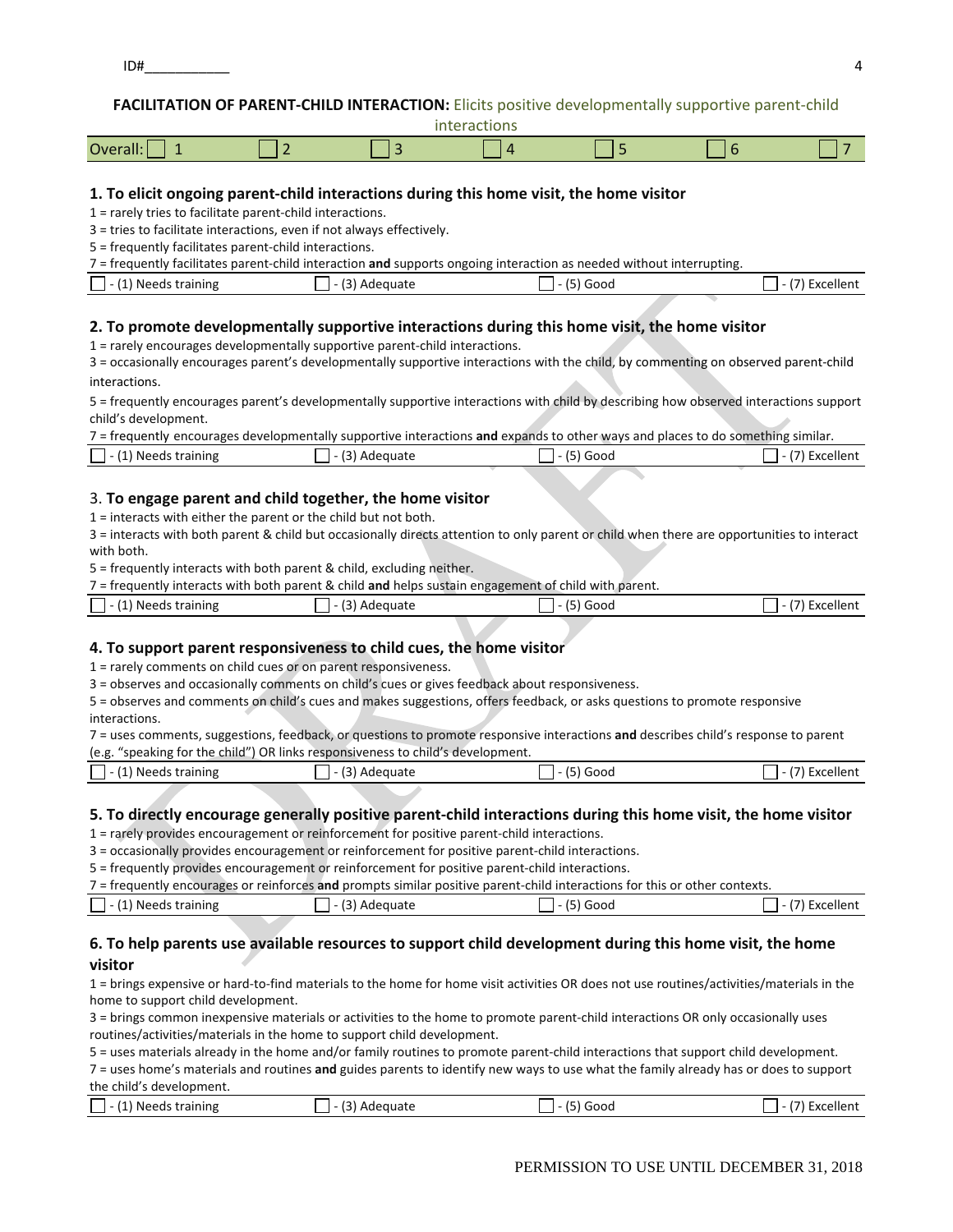ID#___________

**FACILITATION OF PARENT-CHILD INTERACTION:** Elicits positive developmentally supportive parent-child interactions

| Overall: ☐ 1 | ☐ 2 | ☐ 3 | ☐ 4 | ☐ 5 | ☐ 6 | ☐ 7 |
|---|---|---|---|---|---|---|

### 1. To elicit ongoing parent-child interactions during this home visit, the home visitor

1 = rarely tries to facilitate parent-child interactions.
3 = tries to facilitate interactions, even if not always effectively.
5 = frequently facilitates parent-child interactions.
7 = frequently facilitates parent-child interaction **and** supports ongoing interaction as needed without interrupting.

| ☐ - (1) Needs training | ☐ - (3) Adequate | ☐ - (5) Good | ☐ - (7) Excellent |
|---|---|---|---|

### 2. To promote developmentally supportive interactions during this home visit, the home visitor

1 = rarely encourages developmentally supportive parent-child interactions.
3 = occasionally encourages parent's developmentally supportive interactions with the child, by commenting on observed parent-child interactions.
5 = frequently encourages parent's developmentally supportive interactions with child by describing how observed interactions support child's development.
7 = frequently encourages developmentally supportive interactions **and** expands to other ways and places to do something similar.

| ☐ - (1) Needs training | ☐ - (3) Adequate | ☐ - (5) Good | ☐ - (7) Excellent |
|---|---|---|---|

### 3. To engage parent and child together, the home visitor

1 = interacts with either the parent or the child but not both.
3 = interacts with both parent & child but occasionally directs attention to only parent or child when there are opportunities to interact with both.
5 = frequently interacts with both parent & child, excluding neither.
7 = frequently interacts with both parent & child **and** helps sustain engagement of child with parent.

| ☐ - (1) Needs training | ☐ - (3) Adequate | ☐ - (5) Good | ☐ - (7) Excellent |
|---|---|---|---|

### 4. To support parent responsiveness to child cues, the home visitor

1 = rarely comments on child cues or on parent responsiveness.
3 = observes and occasionally comments on child's cues or gives feedback about responsiveness.
5 = observes and comments on child's cues and makes suggestions, offers feedback, or asks questions to promote responsive interactions.
7 = uses comments, suggestions, feedback, or questions to promote responsive interactions **and** describes child's response to parent (e.g. "speaking for the child") OR links responsiveness to child's development.

| ☐ - (1) Needs training | ☐ - (3) Adequate | ☐ - (5) Good | ☐ - (7) Excellent |
|---|---|---|---|

### 5. To directly encourage generally positive parent-child interactions during this home visit, the home visitor

1 = rarely provides encouragement or reinforcement for positive parent-child interactions.
3 = occasionally provides encouragement or reinforcement for positive parent-child interactions.
5 = frequently provides encouragement or reinforcement for positive parent-child interactions.
7 = frequently encourages or reinforces **and** prompts similar positive parent-child interactions for this or other contexts.

| ☐ - (1) Needs training | ☐ - (3) Adequate | ☐ - (5) Good | ☐ - (7) Excellent |
|---|---|---|---|

### 6. To help parents use available resources to support child development during this home visit, the home visitor

1 = brings expensive or hard-to-find materials to the home for home visit activities OR does not use routines/activities/materials in the home to support child development.
3 = brings common inexpensive materials or activities to the home to promote parent-child interactions OR only occasionally uses routines/activities/materials in the home to support child development.
5 = uses materials already in the home and/or family routines to promote parent-child interactions that support child development.
7 = uses home's materials and routines **and** guides parents to identify new ways to use what the family already has or does to support the child's development.

| ☐ - (1) Needs training | ☐ - (3) Adequate | ☐ - (5) Good | ☐ - (7) Excellent |
|---|---|---|---|

PERMISSION TO USE UNTIL DECEMBER 31, 2018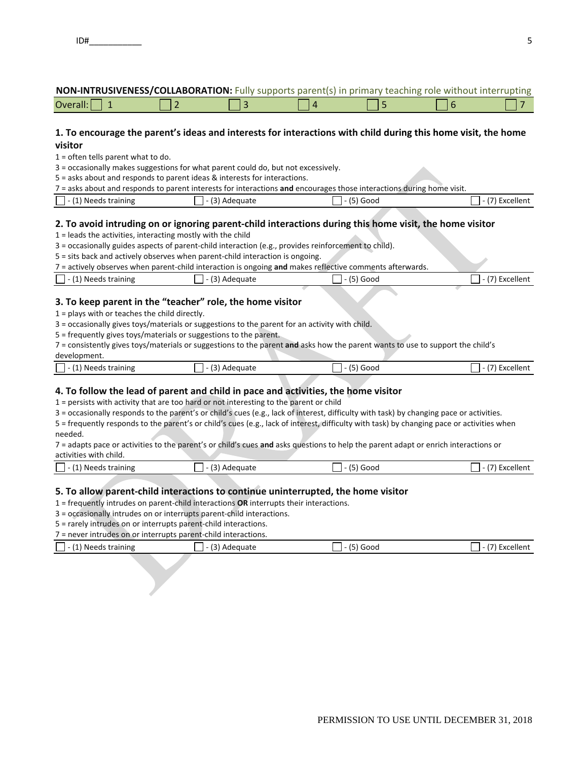ID#___________

## NON-INTRUSIVENESS/COLLABORATION: Fully supports parent(s) in primary teaching role without interrupting

| Overall: ☐ 1 | ☐ 2 | ☐ 3 | ☐ 4 | ☐ 5 | ☐ 6 | ☐ 7 |
|---|---|---|---|---|---|---|

### 1. To encourage the parent's ideas and interests for interactions with child during this home visit, the home visitor

1 = often tells parent what to do.
3 = occasionally makes suggestions for what parent could do, but not excessively.
5 = asks about and responds to parent ideas & interests for interactions.
7 = asks about and responds to parent interests for interactions **and** encourages those interactions during home visit.

| ☐ - (1) Needs training | ☐ - (3) Adequate | ☐ - (5) Good | ☐ - (7) Excellent |
|---|---|---|---|

### 2. To avoid intruding on or ignoring parent-child interactions during this home visit, the home visitor

1 = leads the activities, interacting mostly with the child
3 = occasionally guides aspects of parent-child interaction (e.g., provides reinforcement to child).
5 = sits back and actively observes when parent-child interaction is ongoing.
7 = actively observes when parent-child interaction is ongoing **and** makes reflective comments afterwards.

| ☐ - (1) Needs training | ☐ - (3) Adequate | ☐ - (5) Good | ☐ - (7) Excellent |
|---|---|---|---|

### 3. To keep parent in the "teacher" role, the home visitor

1 = plays with or teaches the child directly.
3 = occasionally gives toys/materials or suggestions to the parent for an activity with child.
5 = frequently gives toys/materials or suggestions to the parent.
7 = consistently gives toys/materials or suggestions to the parent **and** asks how the parent wants to use to support the child's development.

| ☐ - (1) Needs training | ☐ - (3) Adequate | ☐ - (5) Good | ☐ - (7) Excellent |
|---|---|---|---|

### 4. To follow the lead of parent and child in pace and activities, the home visitor

1 = persists with activity that are too hard or not interesting to the parent or child
3 = occasionally responds to the parent's or child's cues (e.g., lack of interest, difficulty with task) by changing pace or activities.
5 = frequently responds to the parent's or child's cues (e.g., lack of interest, difficulty with task) by changing pace or activities when needed.
7 = adapts pace or activities to the parent's or child's cues **and** asks questions to help the parent adapt or enrich interactions or activities with child.

| ☐ - (1) Needs training | ☐ - (3) Adequate | ☐ - (5) Good | ☐ - (7) Excellent |
|---|---|---|---|

### 5. To allow parent-child interactions to continue uninterrupted, the home visitor

1 = frequently intrudes on parent-child interactions **OR** interrupts their interactions.
3 = occasionally intrudes on or interrupts parent-child interactions.
5 = rarely intrudes on or interrupts parent-child interactions.
7 = never intrudes on or interrupts parent-child interactions.

| ☐ - (1) Needs training | ☐ - (3) Adequate | ☐ - (5) Good | ☐ - (7) Excellent |
|---|---|---|---|

PERMISSION TO USE UNTIL DECEMBER 31, 2018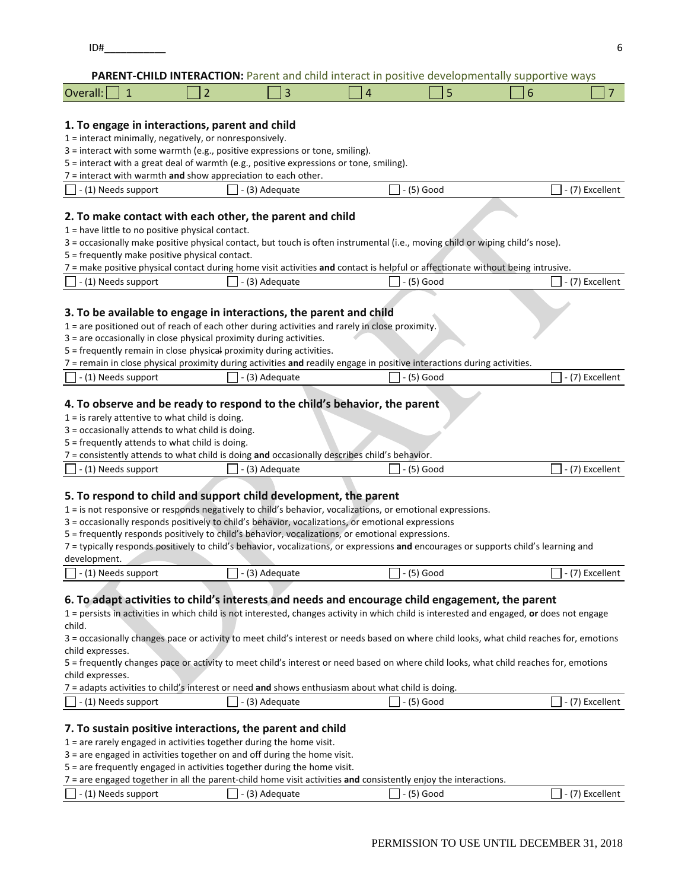ID#___________

**PARENT-CHILD INTERACTION:** Parent and child interact in positive developmentally supportive ways

| Overall: ☐ 1 | ☐ 2 | ☐ 3 | ☐ 4 | ☐ 5 | ☐ 6 | ☐ 7 |
|---|---|---|---|---|---|---|

**1. To engage in interactions, parent and child**

1 = interact minimally, negatively, or nonresponsively.
3 = interact with some warmth (e.g., positive expressions or tone, smiling).
5 = interact with a great deal of warmth (e.g., positive expressions or tone, smiling).
7 = interact with warmth **and** show appreciation to each other.

☐ - (1) Needs support ☐ - (3) Adequate ☐ - (5) Good ☐ - (7) Excellent

**2. To make contact with each other, the parent and child**

1 = have little to no positive physical contact.
3 = occasionally make positive physical contact, but touch is often instrumental (i.e., moving child or wiping child's nose).
5 = frequently make positive physical contact.
7 = make positive physical contact during home visit activities **and** contact is helpful or affectionate without being intrusive.

☐ - (1) Needs support ☐ - (3) Adequate ☐ - (5) Good ☐ - (7) Excellent

**3. To be available to engage in interactions, the parent and child**

1 = are positioned out of reach of each other during activities and rarely in close proximity.
3 = are occasionally in close physical proximity during activities.
5 = frequently remain in close physical proximity during activities.
7 = remain in close physical proximity during activities **and** readily engage in positive interactions during activities.

☐ - (1) Needs support ☐ - (3) Adequate ☐ - (5) Good ☐ - (7) Excellent

**4. To observe and be ready to respond to the child's behavior, the parent**

1 = is rarely attentive to what child is doing.
3 = occasionally attends to what child is doing.
5 = frequently attends to what child is doing.
7 = consistently attends to what child is doing **and** occasionally describes child's behavior.

☐ - (1) Needs support ☐ - (3) Adequate ☐ - (5) Good ☐ - (7) Excellent

**5. To respond to child and support child development, the parent**

1 = is not responsive or responds negatively to child's behavior, vocalizations, or emotional expressions.
3 = occasionally responds positively to child's behavior, vocalizations, or emotional expressions
5 = frequently responds positively to child's behavior, vocalizations, or emotional expressions.
7 = typically responds positively to child's behavior, vocalizations, or expressions **and** encourages or supports child's learning and development.

☐ - (1) Needs support ☐ - (3) Adequate ☐ - (5) Good ☐ - (7) Excellent

**6. To adapt activities to child's interests and needs and encourage child engagement, the parent**

1 = persists in activities in which child is not interested, changes activity in which child is interested and engaged, **or** does not engage child.
3 = occasionally changes pace or activity to meet child's interest or needs based on where child looks, what child reaches for, emotions child expresses.
5 = frequently changes pace or activity to meet child's interest or need based on where child looks, what child reaches for, emotions child expresses.
7 = adapts activities to child's interest or need **and** shows enthusiasm about what child is doing.

☐ - (1) Needs support ☐ - (3) Adequate ☐ - (5) Good ☐ - (7) Excellent

**7. To sustain positive interactions, the parent and child**

1 = are rarely engaged in activities together during the home visit.
3 = are engaged in activities together on and off during the home visit.
5 = are frequently engaged in activities together during the home visit.
7 = are engaged together in all the parent-child home visit activities **and** consistently enjoy the interactions.

☐ - (1) Needs support ☐ - (3) Adequate ☐ - (5) Good ☐ - (7) Excellent

PERMISSION TO USE UNTIL DECEMBER 31, 2018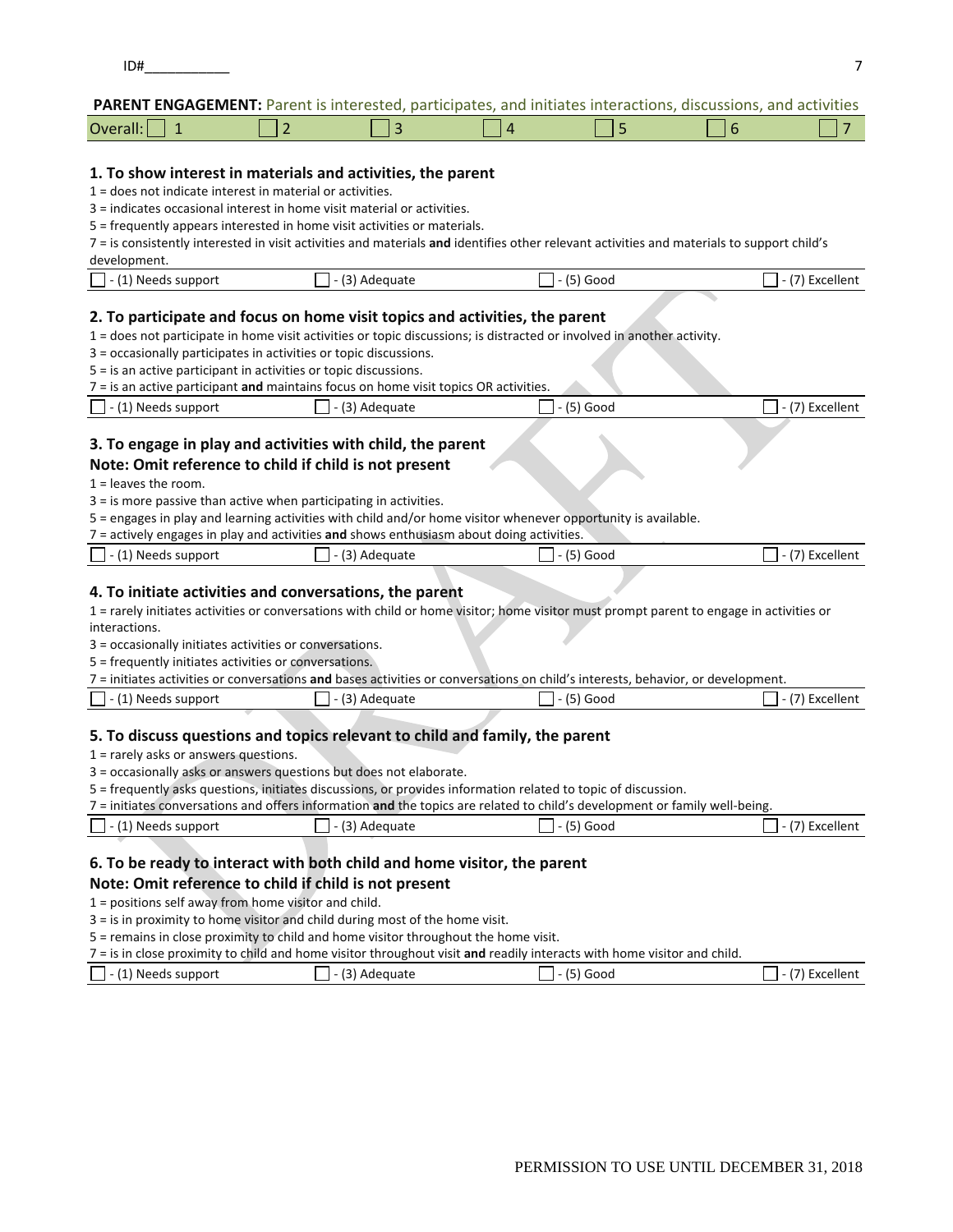ID#___________

**PARENT ENGAGEMENT:** Parent is interested, participates, and initiates interactions, discussions, and activities

| Overall: ☐ 1 | ☐ 2 | ☐ 3 | ☐ 4 | ☐ 5 | ☐ 6 | ☐ 7 |
|---|---|---|---|---|---|---|

### 1. To show interest in materials and activities, the parent

1 = does not indicate interest in material or activities.
3 = indicates occasional interest in home visit material or activities.
5 = frequently appears interested in home visit activities or materials.
7 = is consistently interested in visit activities and materials **and** identifies other relevant activities and materials to support child's development.

☐ - (1) Needs support ☐ - (3) Adequate ☐ - (5) Good ☐ - (7) Excellent

### 2. To participate and focus on home visit topics and activities, the parent

1 = does not participate in home visit activities or topic discussions; is distracted or involved in another activity.
3 = occasionally participates in activities or topic discussions.
5 = is an active participant in activities or topic discussions.
7 = is an active participant **and** maintains focus on home visit topics OR activities.

☐ - (1) Needs support ☐ - (3) Adequate ☐ - (5) Good ☐ - (7) Excellent

### 3. To engage in play and activities with child, the parent
### Note: Omit reference to child if child is not present

1 = leaves the room.
3 = is more passive than active when participating in activities.
5 = engages in play and learning activities with child and/or home visitor whenever opportunity is available.
7 = actively engages in play and activities **and** shows enthusiasm about doing activities.

☐ - (1) Needs support ☐ - (3) Adequate ☐ - (5) Good ☐ - (7) Excellent

### 4. To initiate activities and conversations, the parent

1 = rarely initiates activities or conversations with child or home visitor; home visitor must prompt parent to engage in activities or interactions.
3 = occasionally initiates activities or conversations.
5 = frequently initiates activities or conversations.
7 = initiates activities or conversations **and** bases activities or conversations on child's interests, behavior, or development.

☐ - (1) Needs support ☐ - (3) Adequate ☐ - (5) Good ☐ - (7) Excellent

### 5. To discuss questions and topics relevant to child and family, the parent

1 = rarely asks or answers questions.
3 = occasionally asks or answers questions but does not elaborate.
5 = frequently asks questions, initiates discussions, or provides information related to topic of discussion.
7 = initiates conversations and offers information **and** the topics are related to child's development or family well-being.

☐ - (1) Needs support ☐ - (3) Adequate ☐ - (5) Good ☐ - (7) Excellent

### 6. To be ready to interact with both child and home visitor, the parent
### Note: Omit reference to child if child is not present

1 = positions self away from home visitor and child.
3 = is in proximity to home visitor and child during most of the home visit.
5 = remains in close proximity to child and home visitor throughout the home visit.
7 = is in close proximity to child and home visitor throughout visit **and** readily interacts with home visitor and child.

☐ - (1) Needs support ☐ - (3) Adequate ☐ - (5) Good ☐ - (7) Excellent

PERMISSION TO USE UNTIL DECEMBER 31, 2018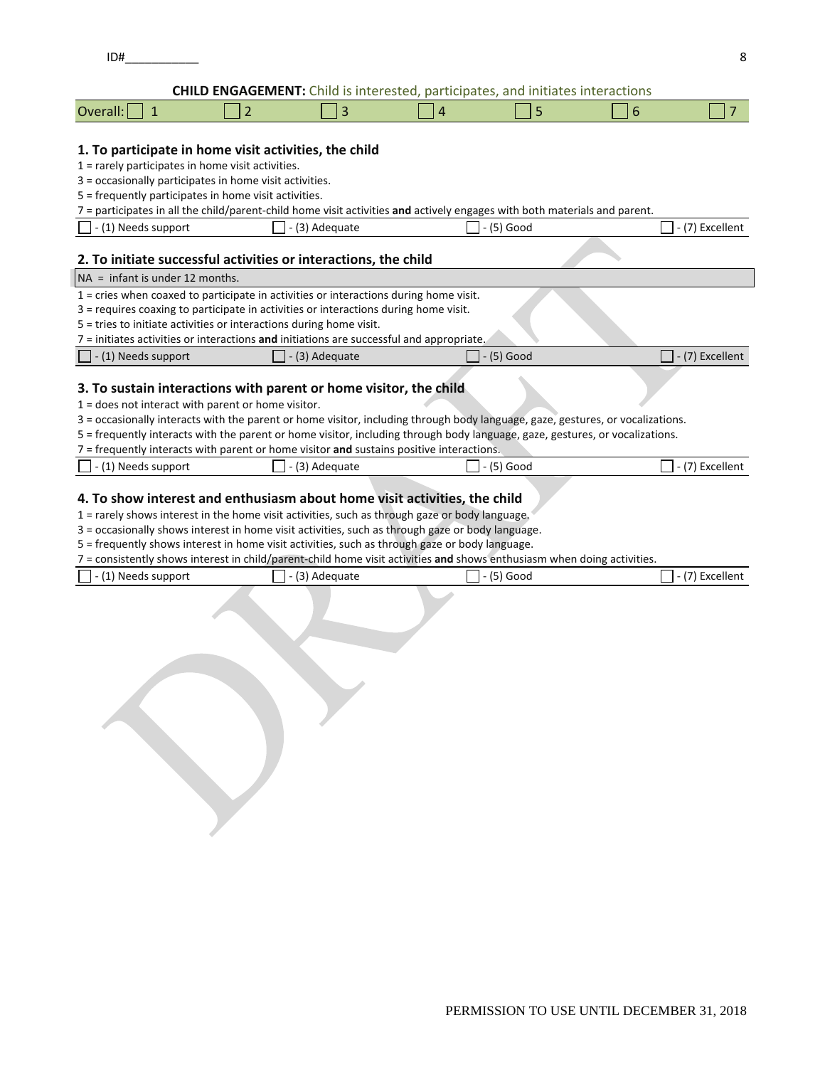ID#___________

**CHILD ENGAGEMENT:** Child is interested, participates, and initiates interactions

| Overall: ☐ 1 | ☐ 2 | ☐ 3 | ☐ 4 | ☐ 5 | ☐ 6 | ☐ 7 |
|---|---|---|---|---|---|---|

### 1. To participate in home visit activities, the child

1 = rarely participates in home visit activities.
3 = occasionally participates in home visit activities.
5 = frequently participates in home visit activities.
7 = participates in all the child/parent-child home visit activities **and** actively engages with both materials and parent.

☐ - (1) Needs support ☐ - (3) Adequate ☐ - (5) Good ☐ - (7) Excellent

### 2. To initiate successful activities or interactions, the child

NA = infant is under 12 months.

1 = cries when coaxed to participate in activities or interactions during home visit.
3 = requires coaxing to participate in activities or interactions during home visit.
5 = tries to initiate activities or interactions during home visit.
7 = initiates activities or interactions **and** initiations are successful and appropriate.

☐ - (1) Needs support ☐ - (3) Adequate ☐ - (5) Good ☐ - (7) Excellent

### 3. To sustain interactions with parent or home visitor, the child

1 = does not interact with parent or home visitor.
3 = occasionally interacts with the parent or home visitor, including through body language, gaze, gestures, or vocalizations.
5 = frequently interacts with the parent or home visitor, including through body language, gaze, gestures, or vocalizations.
7 = frequently interacts with parent or home visitor **and** sustains positive interactions.

☐ - (1) Needs support ☐ - (3) Adequate ☐ - (5) Good ☐ - (7) Excellent

### 4. To show interest and enthusiasm about home visit activities, the child

1 = rarely shows interest in the home visit activities, such as through gaze or body language.
3 = occasionally shows interest in home visit activities, such as through gaze or body language.
5 = frequently shows interest in home visit activities, such as through gaze or body language.
7 = consistently shows interest in child/parent-child home visit activities **and** shows enthusiasm when doing activities.

☐ - (1) Needs support ☐ - (3) Adequate ☐ - (5) Good ☐ - (7) Excellent

PERMISSION TO USE UNTIL DECEMBER 31, 2018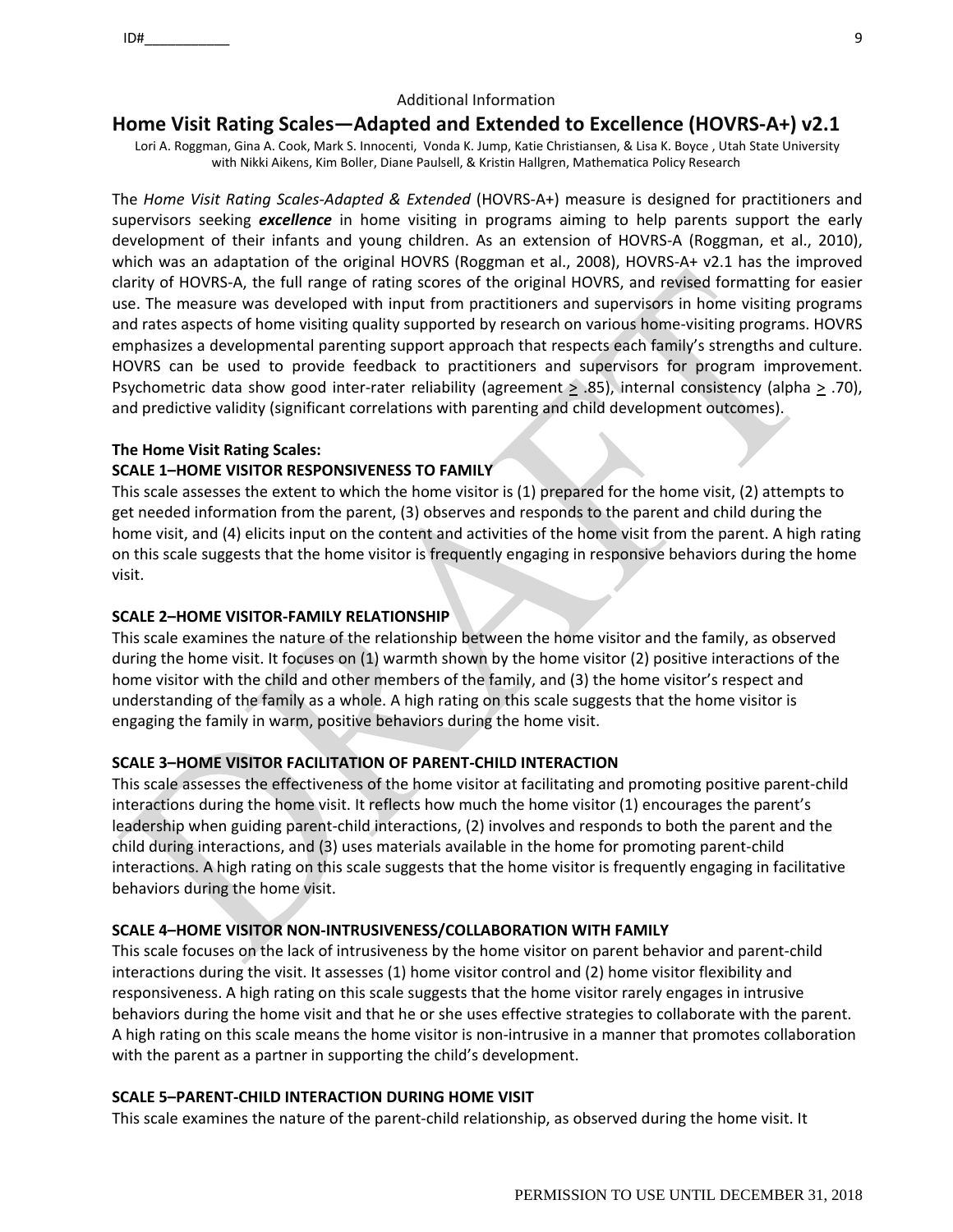Additional Information

# Home Visit Rating Scales—Adapted and Extended to Excellence (HOVRS-A+) v2.1

Lori A. Roggman, Gina A. Cook, Mark S. Innocenti, Vonda K. Jump, Katie Christiansen, & Lisa K. Boyce , Utah State University
with Nikki Aikens, Kim Boller, Diane Paulsell, & Kristin Hallgren, Mathematica Policy Research

The *Home Visit Rating Scales-Adapted & Extended* (HOVRS-A+) measure is designed for practitioners and supervisors seeking ***excellence*** in home visiting in programs aiming to help parents support the early development of their infants and young children. As an extension of HOVRS-A (Roggman, et al., 2010), which was an adaptation of the original HOVRS (Roggman et al., 2008), HOVRS-A+ v2.1 has the improved clarity of HOVRS-A, the full range of rating scores of the original HOVRS, and revised formatting for easier use. The measure was developed with input from practitioners and supervisors in home visiting programs and rates aspects of home visiting quality supported by research on various home-visiting programs. HOVRS emphasizes a developmental parenting support approach that respects each family's strengths and culture. HOVRS can be used to provide feedback to practitioners and supervisors for program improvement. Psychometric data show good inter-rater reliability (agreement $\geq$ .85), internal consistency (alpha $\geq$ .70), and predictive validity (significant correlations with parenting and child development outcomes).

**The Home Visit Rating Scales:**

**SCALE 1–HOME VISITOR RESPONSIVENESS TO FAMILY**

This scale assesses the extent to which the home visitor is (1) prepared for the home visit, (2) attempts to get needed information from the parent, (3) observes and responds to the parent and child during the home visit, and (4) elicits input on the content and activities of the home visit from the parent. A high rating on this scale suggests that the home visitor is frequently engaging in responsive behaviors during the home visit.

**SCALE 2–HOME VISITOR-FAMILY RELATIONSHIP**

This scale examines the nature of the relationship between the home visitor and the family, as observed during the home visit. It focuses on (1) warmth shown by the home visitor (2) positive interactions of the home visitor with the child and other members of the family, and (3) the home visitor's respect and understanding of the family as a whole. A high rating on this scale suggests that the home visitor is engaging the family in warm, positive behaviors during the home visit.

**SCALE 3–HOME VISITOR FACILITATION OF PARENT-CHILD INTERACTION**

This scale assesses the effectiveness of the home visitor at facilitating and promoting positive parent-child interactions during the home visit. It reflects how much the home visitor (1) encourages the parent's leadership when guiding parent-child interactions, (2) involves and responds to both the parent and the child during interactions, and (3) uses materials available in the home for promoting parent-child interactions. A high rating on this scale suggests that the home visitor is frequently engaging in facilitative behaviors during the home visit.

**SCALE 4–HOME VISITOR NON-INTRUSIVENESS/COLLABORATION WITH FAMILY**

This scale focuses on the lack of intrusiveness by the home visitor on parent behavior and parent-child interactions during the visit. It assesses (1) home visitor control and (2) home visitor flexibility and responsiveness. A high rating on this scale suggests that the home visitor rarely engages in intrusive behaviors during the home visit and that he or she uses effective strategies to collaborate with the parent. A high rating on this scale means the home visitor is non-intrusive in a manner that promotes collaboration with the parent as a partner in supporting the child's development.

**SCALE 5–PARENT-CHILD INTERACTION DURING HOME VISIT**

This scale examines the nature of the parent-child relationship, as observed during the home visit. It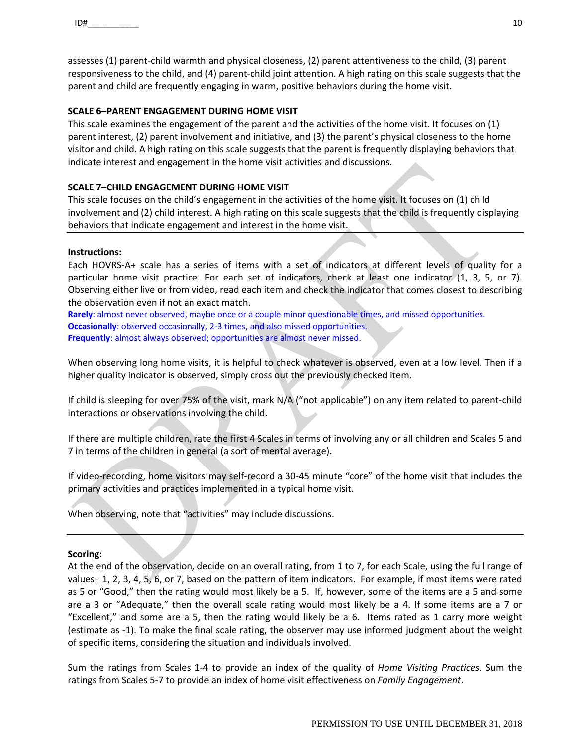assesses (1) parent-child warmth and physical closeness, (2) parent attentiveness to the child, (3) parent responsiveness to the child, and (4) parent-child joint attention. A high rating on this scale suggests that the parent and child are frequently engaging in warm, positive behaviors during the home visit.

**SCALE 6–PARENT ENGAGEMENT DURING HOME VISIT**

This scale examines the engagement of the parent and the activities of the home visit. It focuses on (1) parent interest, (2) parent involvement and initiative, and (3) the parent's physical closeness to the home visitor and child. A high rating on this scale suggests that the parent is frequently displaying behaviors that indicate interest and engagement in the home visit activities and discussions.

**SCALE 7–CHILD ENGAGEMENT DURING HOME VISIT**

This scale focuses on the child's engagement in the activities of the home visit. It focuses on (1) child involvement and (2) child interest. A high rating on this scale suggests that the child is frequently displaying behaviors that indicate engagement and interest in the home visit.

---

**Instructions:**

Each HOVRS-A+ scale has a series of items with a set of indicators at different levels of quality for a particular home visit practice. For each set of indicators, check at least one indicator (1, 3, 5, or 7). Observing either live or from video, read each item and check the indicator that comes closest to describing the observation even if not an exact match.

**Rarely**: almost never observed, maybe once or a couple minor questionable times, and missed opportunities.
**Occasionally**: observed occasionally, 2-3 times, and also missed opportunities.
**Frequently**: almost always observed; opportunities are almost never missed.

When observing long home visits, it is helpful to check whatever is observed, even at a low level. Then if a higher quality indicator is observed, simply cross out the previously checked item.

If child is sleeping for over 75% of the visit, mark N/A ("not applicable") on any item related to parent-child interactions or observations involving the child.

If there are multiple children, rate the first 4 Scales in terms of involving any or all children and Scales 5 and 7 in terms of the children in general (a sort of mental average).

If video-recording, home visitors may self-record a 30-45 minute "core" of the home visit that includes the primary activities and practices implemented in a typical home visit.

When observing, note that "activities" may include discussions.

---

**Scoring:**

At the end of the observation, decide on an overall rating, from 1 to 7, for each Scale, using the full range of values: 1, 2, 3, 4, 5, 6, or 7, based on the pattern of item indicators. For example, if most items were rated as 5 or "Good," then the rating would most likely be a 5. If, however, some of the items are a 5 and some are a 3 or "Adequate," then the overall scale rating would most likely be a 4. If some items are a 7 or "Excellent," and some are a 5, then the rating would likely be a 6. Items rated as 1 carry more weight (estimate as -1). To make the final scale rating, the observer may use informed judgment about the weight of specific items, considering the situation and individuals involved.

Sum the ratings from Scales 1-4 to provide an index of the quality of *Home Visiting Practices*. Sum the ratings from Scales 5-7 to provide an index of home visit effectiveness on *Family Engagement*.

PERMISSION TO USE UNTIL DECEMBER 31, 2018